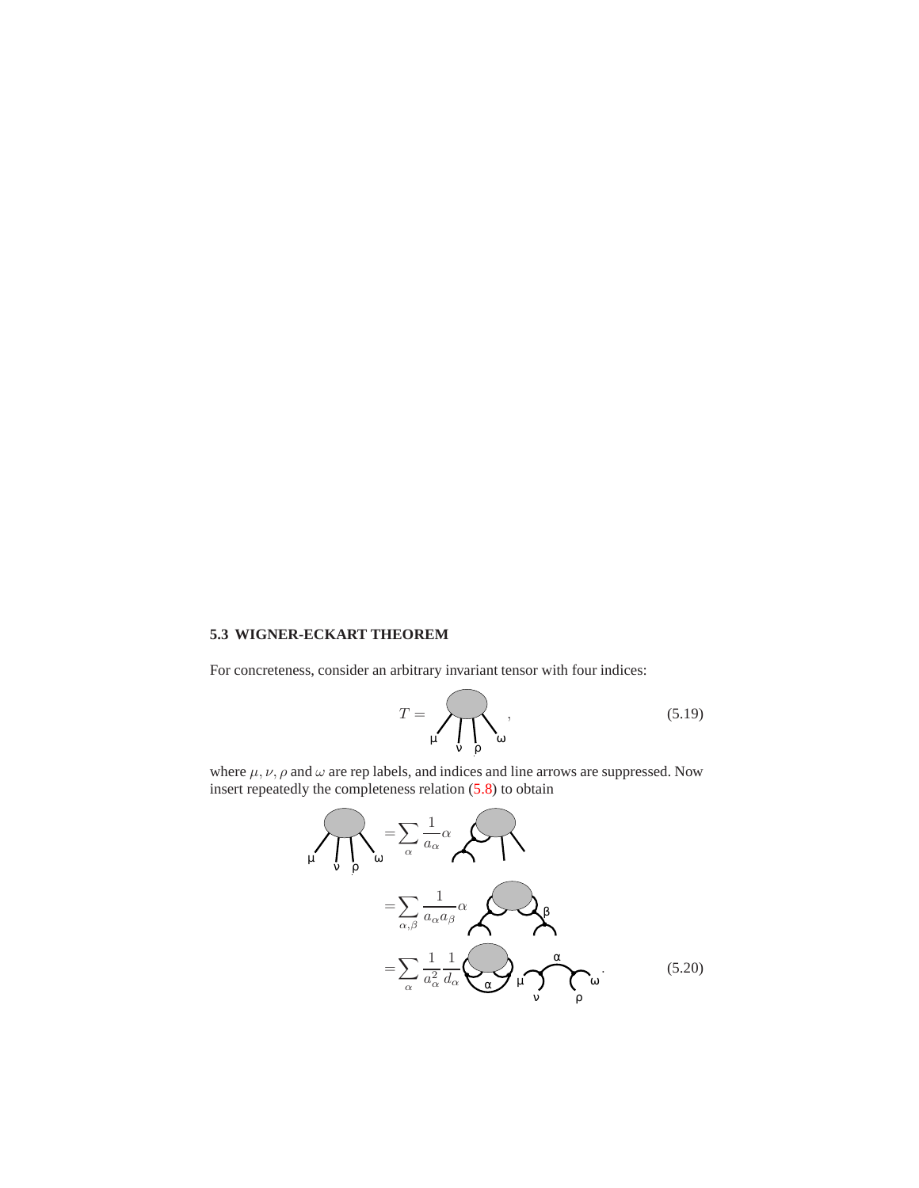## 5.3 WIGNER-ECKART THEOREM

For concreteness, consider an arbitrary invariant tensor with four indices:

$$T = \quad , \tag{5.19}$$

where $\mu, \nu, \rho$ and $\omega$ are rep labels, and indices and line arrows are suppressed. Now insert repeatedly the completeness relation (5.8) to obtain

$$= \sum_{\alpha} \frac{1}{a_\alpha} \alpha$$

$$= \sum_{\alpha,\beta} \frac{1}{a_\alpha a_\beta} \alpha \quad \beta$$

$$= \sum_{\alpha} \frac{1}{a_\alpha^2} \frac{1}{d_\alpha} \quad . \tag{5.20}$$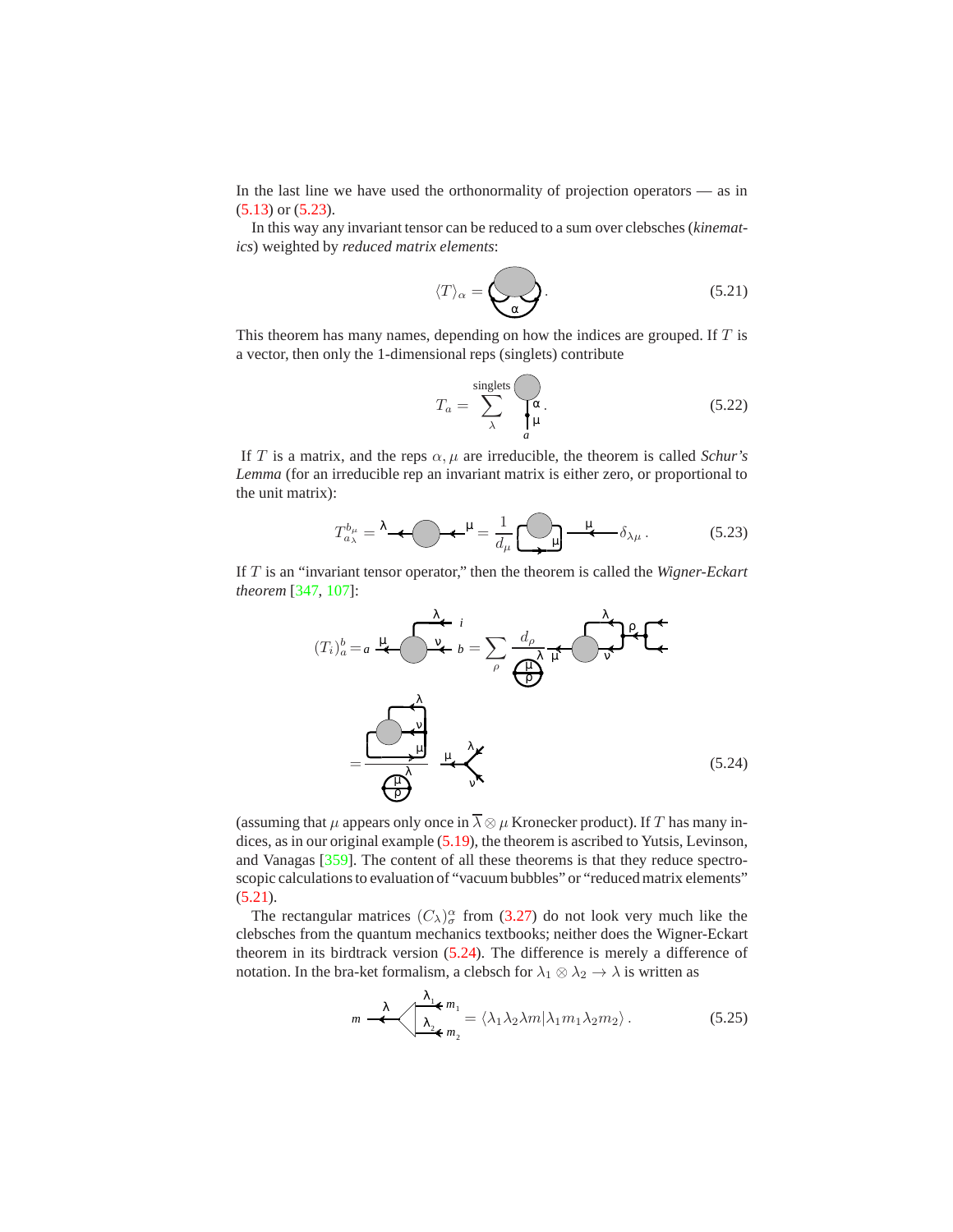In the last line we have used the orthonormality of projection operators — as in (5.13) or (5.23).

In this way any invariant tensor can be reduced to a sum over clebsches (*kinematics*) weighted by *reduced matrix elements*:

$$\langle T \rangle_\alpha = \qquad . \tag{5.21}$$

This theorem has many names, depending on how the indices are grouped. If $T$ is a vector, then only the 1-dimensional reps (singlets) contribute

$$T_a = \sum_{\lambda}^{\text{singlets}} \qquad . \tag{5.22}$$

If $T$ is a matrix, and the reps $\alpha, \mu$ are irreducible, the theorem is called *Schur's Lemma* (for an irreducible rep an invariant matrix is either zero, or proportional to the unit matrix):

$$T_{a_\lambda}^{b_\mu} = \qquad = \frac{1}{d_\mu} \qquad \delta_{\lambda\mu} \,. \tag{5.23}$$

If $T$ is an "invariant tensor operator," then the theorem is called the *Wigner-Eckart theorem* [347, 107]:

$$(T_i)_a^b = \qquad = \sum_\rho \frac{d_\rho}{\ } \qquad = \qquad \tag{5.24}$$

(assuming that $\mu$ appears only once in $\overline{\lambda} \otimes \mu$ Kronecker product). If $T$ has many indices, as in our original example (5.19), the theorem is ascribed to Yutsis, Levinson, and Vanagas [359]. The content of all these theorems is that they reduce spectroscopic calculations to evaluation of "vacuum bubbles" or "reduced matrix elements" (5.21).

The rectangular matrices $(C_\lambda)_\sigma^\alpha$ from (3.27) do not look very much like the clebsches from the quantum mechanics textbooks; neither does the Wigner-Eckart theorem in its birdtrack version (5.24). The difference is merely a difference of notation. In the bra-ket formalism, a clebsch for $\lambda_1 \otimes \lambda_2 \to \lambda$ is written as

$$\qquad = \langle \lambda_1 \lambda_2 \lambda m | \lambda_1 m_1 \lambda_2 m_2 \rangle \,. \tag{5.25}$$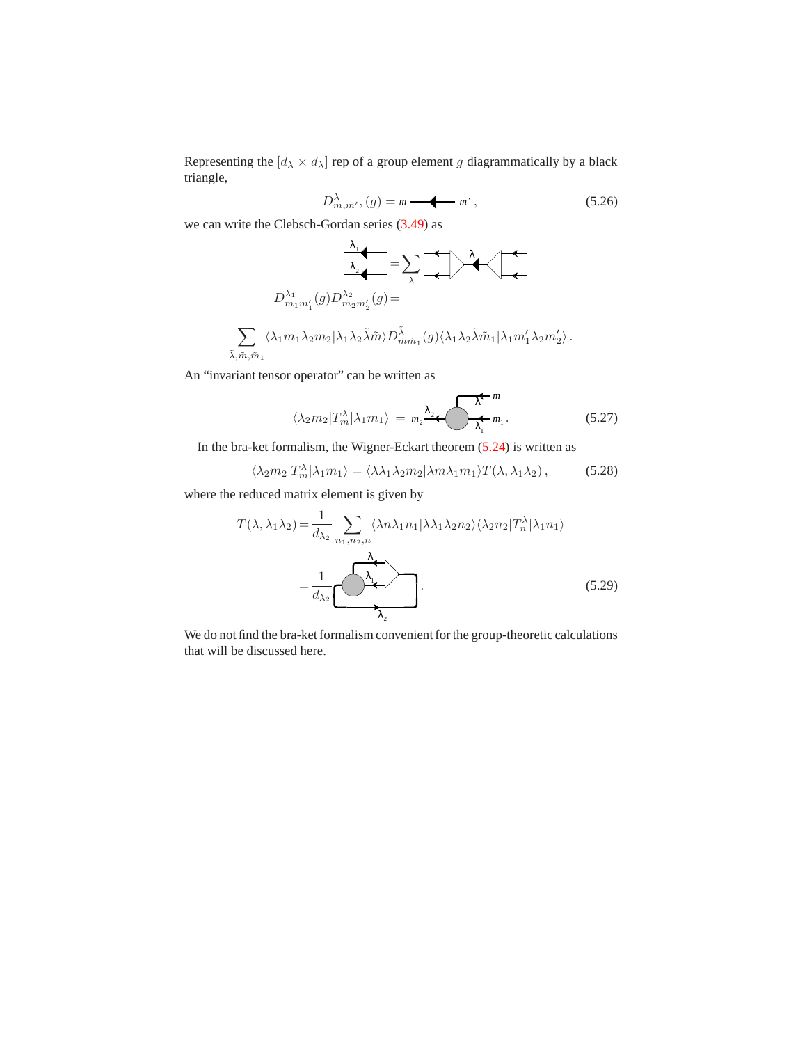Representing the $[d_\lambda \times d_\lambda]$ rep of a group element $g$ diagrammatically by a black triangle,

$$D^{\lambda}_{m,m'}(g) = m \longleftarrow m' \,, \tag{5.26}$$

we can write the Clebsch-Gordan series (3.49) as

$$D^{\lambda_1}_{m_1 m_1'}(g) D^{\lambda_2}_{m_2 m_2'}(g) =$$

$$\sum_{\tilde\lambda, \tilde m, \tilde m_1} \langle \lambda_1 m_1 \lambda_2 m_2 | \lambda_1 \lambda_2 \tilde\lambda \tilde m \rangle D^{\tilde\lambda}_{\tilde m \tilde m_1}(g) \langle \lambda_1 \lambda_2 \tilde\lambda \tilde m_1 | \lambda_1 m_1' \lambda_2 m_2' \rangle \,.$$

An "invariant tensor operator" can be written as

$$\langle \lambda_2 m_2 | T^{\lambda}_{m} | \lambda_1 m_1 \rangle \;=\; \tag{5.27}$$

In the bra-ket formalism, the Wigner-Eckart theorem (5.24) is written as

$$\langle \lambda_2 m_2 | T^{\lambda}_{m} | \lambda_1 m_1 \rangle = \langle \lambda \lambda_1 \lambda_2 m_2 | \lambda m \lambda_1 m_1 \rangle T(\lambda, \lambda_1 \lambda_2) \,, \tag{5.28}$$

where the reduced matrix element is given by

$$T(\lambda, \lambda_1 \lambda_2) = \frac{1}{d_{\lambda_2}} \sum_{n_1, n_2, n} \langle \lambda n \lambda_1 n_1 | \lambda \lambda_1 \lambda_2 n_2 \rangle \langle \lambda_2 n_2 | T^{\lambda}_{n} | \lambda_1 n_1 \rangle$$

$$= \frac{1}{d_{\lambda_2}} \;\; . \tag{5.29}$$

We do not find the bra-ket formalism convenient for the group-theoretic calculations that will be discussed here.